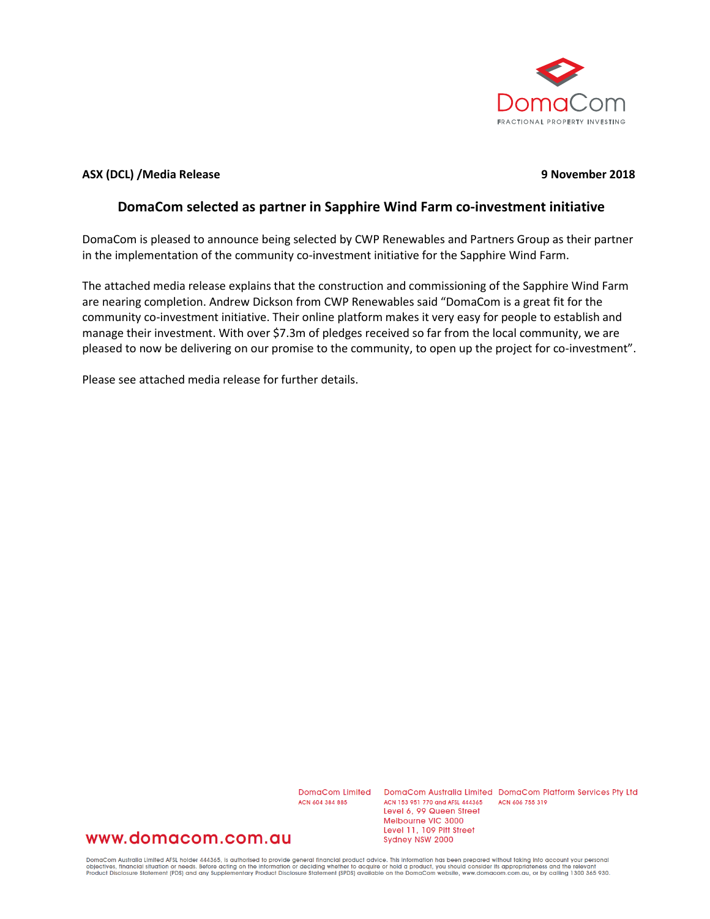**ASX (DCL) /Media Release** **9 November 2018**

## DomaCom selected as partner in Sapphire Wind Farm co-investment initiative

DomaCom is pleased to announce being selected by CWP Renewables and Partners Group as their partner in the implementation of the community co-investment initiative for the Sapphire Wind Farm.

The attached media release explains that the construction and commissioning of the Sapphire Wind Farm are nearing completion. Andrew Dickson from CWP Renewables said "DomaCom is a great fit for the community co-investment initiative. Their online platform makes it very easy for people to establish and manage their investment. With over $7.3m of pledges received so far from the local community, we are pleased to now be delivering on our promise to the community, to open up the project for co-investment".

Please see attached media release for further details.

DomaCom Limited
ACN 604 384 885

DomaCom Australia Limited
ACN 153 951 770 and AFSL 444365
Level 6, 99 Queen Street
Melbourne VIC 3000
Level 11, 109 Pitt Street
Sydney NSW 2000

DomaCom Platform Services Pty Ltd
ACN 606 755 319

www.domacom.com.au

DomaCom Australia Limited AFSL holder 444365, is authorised to provide general financial product advice. This information has been prepared without taking into account your personal objectives, financial situation or needs. Before acting on the information or deciding whether to acquire or hold a product, you should consider its appropriateness and the relevant Product Disclosure Statement (PDS) and any Supplementary Product Disclosure Statement (SPDS) available on the DomaCom website, www.domacom.com.au, or by calling 1300 365 930.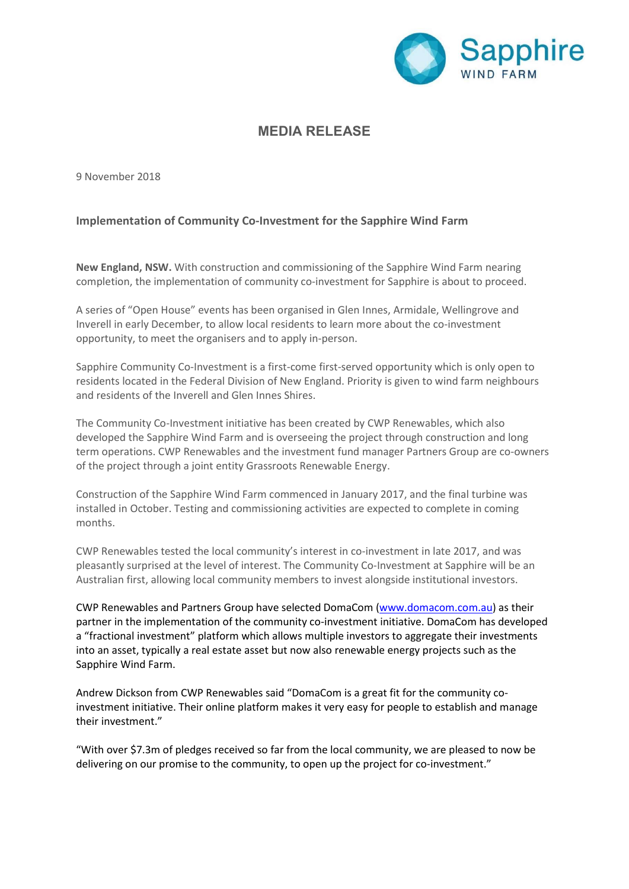Sapphire WIND FARM

## MEDIA RELEASE

9 November 2018

### Implementation of Community Co-Investment for the Sapphire Wind Farm

**New England, NSW.** With construction and commissioning of the Sapphire Wind Farm nearing completion, the implementation of community co-investment for Sapphire is about to proceed.

A series of "Open House" events has been organised in Glen Innes, Armidale, Wellingrove and Inverell in early December, to allow local residents to learn more about the co-investment opportunity, to meet the organisers and to apply in-person.

Sapphire Community Co-Investment is a first-come first-served opportunity which is only open to residents located in the Federal Division of New England. Priority is given to wind farm neighbours and residents of the Inverell and Glen Innes Shires.

The Community Co-Investment initiative has been created by CWP Renewables, which also developed the Sapphire Wind Farm and is overseeing the project through construction and long term operations. CWP Renewables and the investment fund manager Partners Group are co-owners of the project through a joint entity Grassroots Renewable Energy.

Construction of the Sapphire Wind Farm commenced in January 2017, and the final turbine was installed in October. Testing and commissioning activities are expected to complete in coming months.

CWP Renewables tested the local community's interest in co-investment in late 2017, and was pleasantly surprised at the level of interest. The Community Co-Investment at Sapphire will be an Australian first, allowing local community members to invest alongside institutional investors.

CWP Renewables and Partners Group have selected DomaCom (www.domacom.com.au) as their partner in the implementation of the community co-investment initiative. DomaCom has developed a "fractional investment" platform which allows multiple investors to aggregate their investments into an asset, typically a real estate asset but now also renewable energy projects such as the Sapphire Wind Farm.

Andrew Dickson from CWP Renewables said "DomaCom is a great fit for the community co-investment initiative. Their online platform makes it very easy for people to establish and manage their investment."

"With over $7.3m of pledges received so far from the local community, we are pleased to now be delivering on our promise to the community, to open up the project for co-investment."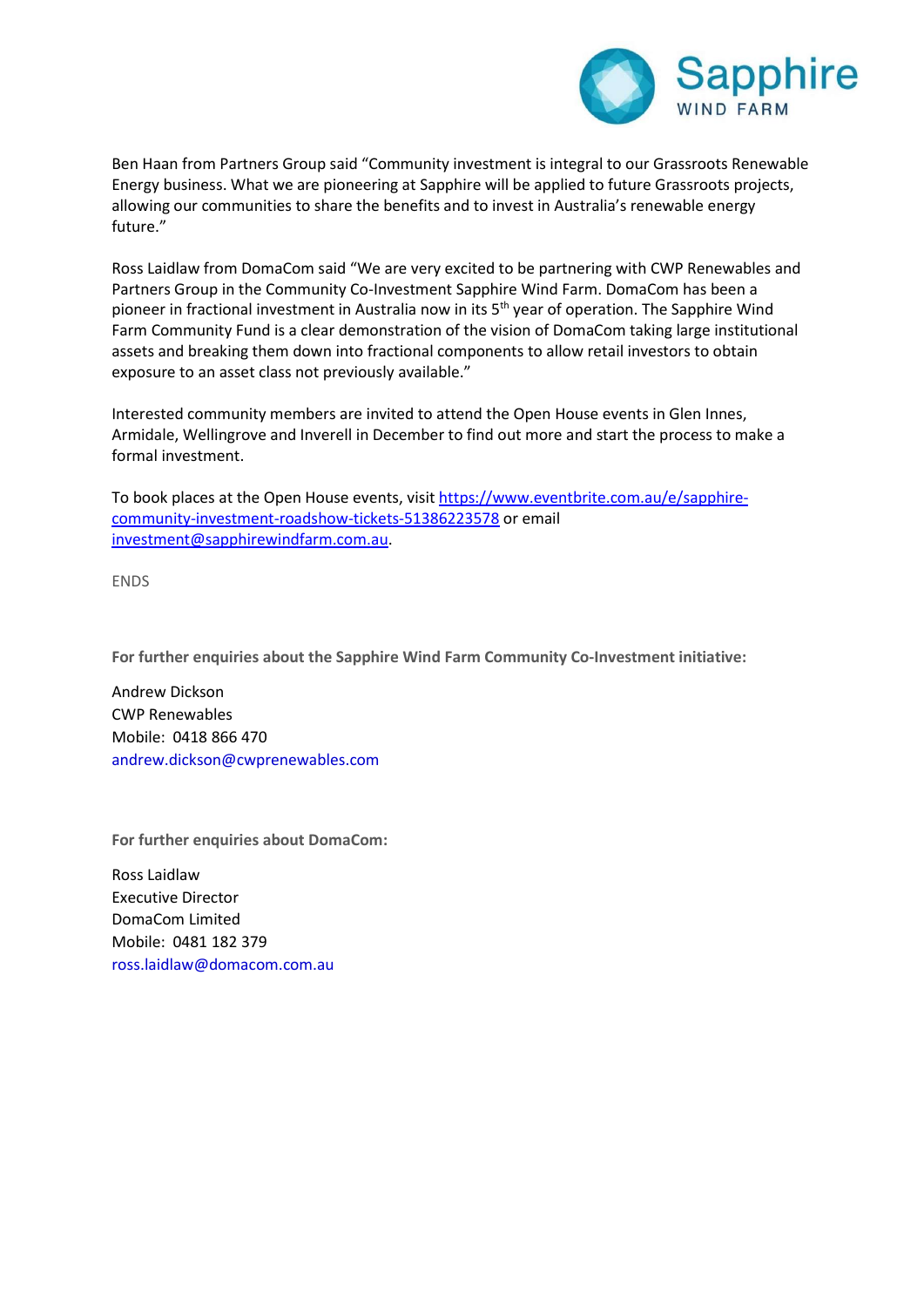Ben Haan from Partners Group said "Community investment is integral to our Grassroots Renewable Energy business. What we are pioneering at Sapphire will be applied to future Grassroots projects, allowing our communities to share the benefits and to invest in Australia's renewable energy future."

Ross Laidlaw from DomaCom said "We are very excited to be partnering with CWP Renewables and Partners Group in the Community Co-Investment Sapphire Wind Farm. DomaCom has been a pioneer in fractional investment in Australia now in its 5th year of operation. The Sapphire Wind Farm Community Fund is a clear demonstration of the vision of DomaCom taking large institutional assets and breaking them down into fractional components to allow retail investors to obtain exposure to an asset class not previously available."

Interested community members are invited to attend the Open House events in Glen Innes, Armidale, Wellingrove and Inverell in December to find out more and start the process to make a formal investment.

To book places at the Open House events, visit https://www.eventbrite.com.au/e/sapphire-community-investment-roadshow-tickets-51386223578 or email investment@sapphirewindfarm.com.au.

ENDS

**For further enquiries about the Sapphire Wind Farm Community Co-Investment initiative:**

Andrew Dickson
CWP Renewables
Mobile: 0418 866 470
andrew.dickson@cwprenewables.com

**For further enquiries about DomaCom:**

Ross Laidlaw
Executive Director
DomaCom Limited
Mobile: 0481 182 379
ross.laidlaw@domacom.com.au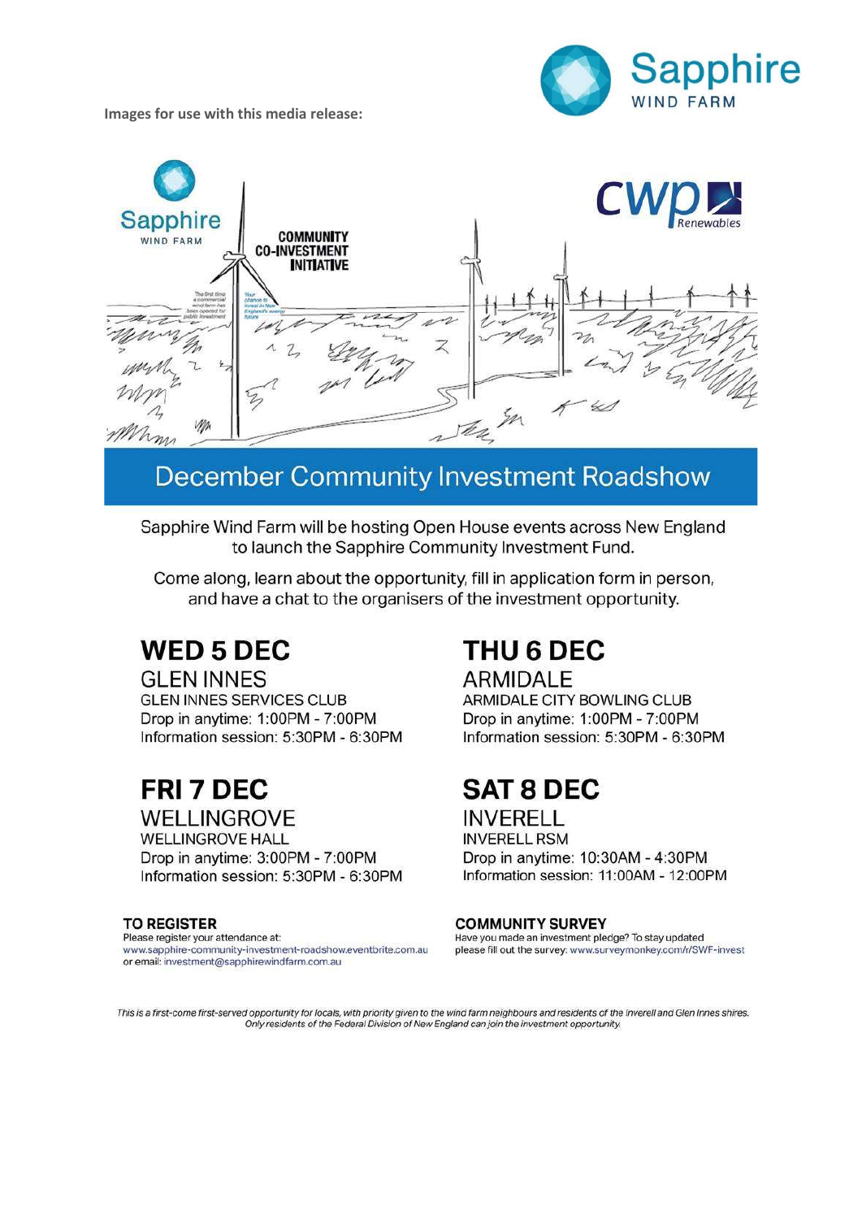Images for use with this media release:

Sapphire WIND FARM

COMMUNITY CO-INVESTMENT INITIATIVE

CWP Renewables

## December Community Investment Roadshow

Sapphire Wind Farm will be hosting Open House events across New England to launch the Sapphire Community Investment Fund.

Come along, learn about the opportunity, fill in application form in person, and have a chat to the organisers of the investment opportunity.

### WED 5 DEC

GLEN INNES
GLEN INNES SERVICES CLUB
Drop in anytime: 1:00PM - 7:00PM
Information session: 5:30PM - 6:30PM

### THU 6 DEC

ARMIDALE
ARMIDALE CITY BOWLING CLUB
Drop in anytime: 1:00PM - 7:00PM
Information session: 5:30PM - 6:30PM

### FRI 7 DEC

WELLINGROVE
WELLINGROVE HALL
Drop in anytime: 3:00PM - 7:00PM
Information session: 5:30PM - 6:30PM

### SAT 8 DEC

INVERELL
INVERELL RSM
Drop in anytime: 10:30AM - 4:30PM
Information session: 11:00AM - 12:00PM

**TO REGISTER**
Please register your attendance at:
www.sapphire-community-investment-roadshow.eventbrite.com.au
or email: investment@sapphirewindfarm.com.au

**COMMUNITY SURVEY**
Have you made an investment pledge? To stay updated please fill out the survey: www.surveymonkey.com/r/SWF-invest

*This is a first-come first-served opportunity for locals, with priority given to the wind farm neighbours and residents of the Inverell and Glen Innes shires. Only residents of the Federal Division of New England can join the investment opportunity.*